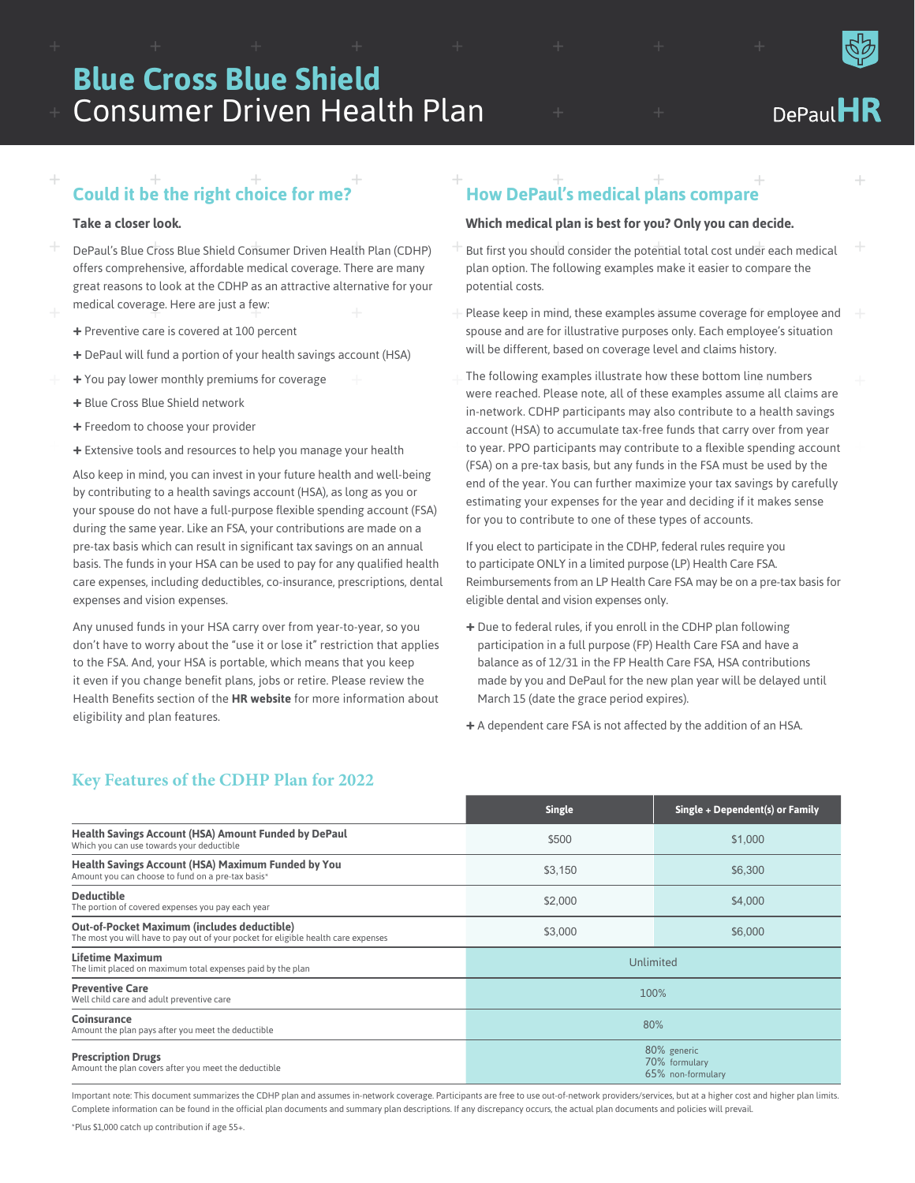# Blue Cross Blue Shield Consumer Driven Health Plan

DePaul HR

## Could it be the right choice for me?

**Take a closer look.**

DePaul's Blue Cross Blue Shield Consumer Driven Health Plan (CDHP) offers comprehensive, affordable medical coverage. There are many great reasons to look at the CDHP as an attractive alternative for your medical coverage. Here are just a few:

- Preventive care is covered at 100 percent
- DePaul will fund a portion of your health savings account (HSA)
- You pay lower monthly premiums for coverage
- Blue Cross Blue Shield network
- Freedom to choose your provider
- Extensive tools and resources to help you manage your health

Also keep in mind, you can invest in your future health and well-being by contributing to a health savings account (HSA), as long as you or your spouse do not have a full-purpose flexible spending account (FSA) during the same year. Like an FSA, your contributions are made on a pre-tax basis which can result in significant tax savings on an annual basis. The funds in your HSA can be used to pay for any qualified health care expenses, including deductibles, co-insurance, prescriptions, dental expenses and vision expenses.

Any unused funds in your HSA carry over from year-to-year, so you don't have to worry about the "use it or lose it" restriction that applies to the FSA. And, your HSA is portable, which means that you keep it even if you change benefit plans, jobs or retire. Please review the Health Benefits section of the **HR website** for more information about eligibility and plan features.

## How DePaul's medical plans compare

**Which medical plan is best for you? Only you can decide.**

But first you should consider the potential total cost under each medical plan option. The following examples make it easier to compare the potential costs.

Please keep in mind, these examples assume coverage for employee and spouse and are for illustrative purposes only. Each employee's situation will be different, based on coverage level and claims history.

The following examples illustrate how these bottom line numbers were reached. Please note, all of these examples assume all claims are in-network. CDHP participants may also contribute to a health savings account (HSA) to accumulate tax-free funds that carry over from year to year. PPO participants may contribute to a flexible spending account (FSA) on a pre-tax basis, but any funds in the FSA must be used by the end of the year. You can further maximize your tax savings by carefully estimating your expenses for the year and deciding if it makes sense for you to contribute to one of these types of accounts.

If you elect to participate in the CDHP, federal rules require you to participate ONLY in a limited purpose (LP) Health Care FSA. Reimbursements from an LP Health Care FSA may be on a pre-tax basis for eligible dental and vision expenses only.

- Due to federal rules, if you enroll in the CDHP plan following participation in a full purpose (FP) Health Care FSA and have a balance as of 12/31 in the FP Health Care FSA, HSA contributions made by you and DePaul for the new plan year will be delayed until March 15 (date the grace period expires).
- A dependent care FSA is not affected by the addition of an HSA.

## Key Features of the CDHP Plan for 2022

| | Single | Single + Dependent(s) or Family |
|---|---|---|
| **Health Savings Account (HSA) Amount Funded by DePaul**<br>Which you can use towards your deductible | $500 | $1,000 |
| **Health Savings Account (HSA) Maximum Funded by You**<br>Amount you can choose to fund on a pre-tax basis* | $3,150 | $6,300 |
| **Deductible**<br>The portion of covered expenses you pay each year | $2,000 | $4,000 |
| **Out-of-Pocket Maximum (includes deductible)**<br>The most you will have to pay out of your pocket for eligible health care expenses | $3,000 | $6,000 |
| **Lifetime Maximum**<br>The limit placed on maximum total expenses paid by the plan | Unlimited | |
| **Preventive Care**<br>Well child care and adult preventive care | 100% | |
| **Coinsurance**<br>Amount the plan pays after you meet the deductible | 80% | |
| **Prescription Drugs**<br>Amount the plan covers after you meet the deductible | 80% generic<br>70% formulary<br>65% non-formulary | |

Important note: This document summarizes the CDHP plan and assumes in-network coverage. Participants are free to use out-of-network providers/services, but at a higher cost and higher plan limits. Complete information can be found in the official plan documents and summary plan descriptions. If any discrepancy occurs, the actual plan documents and policies will prevail.

*Plus $1,000 catch up contribution if age 55+.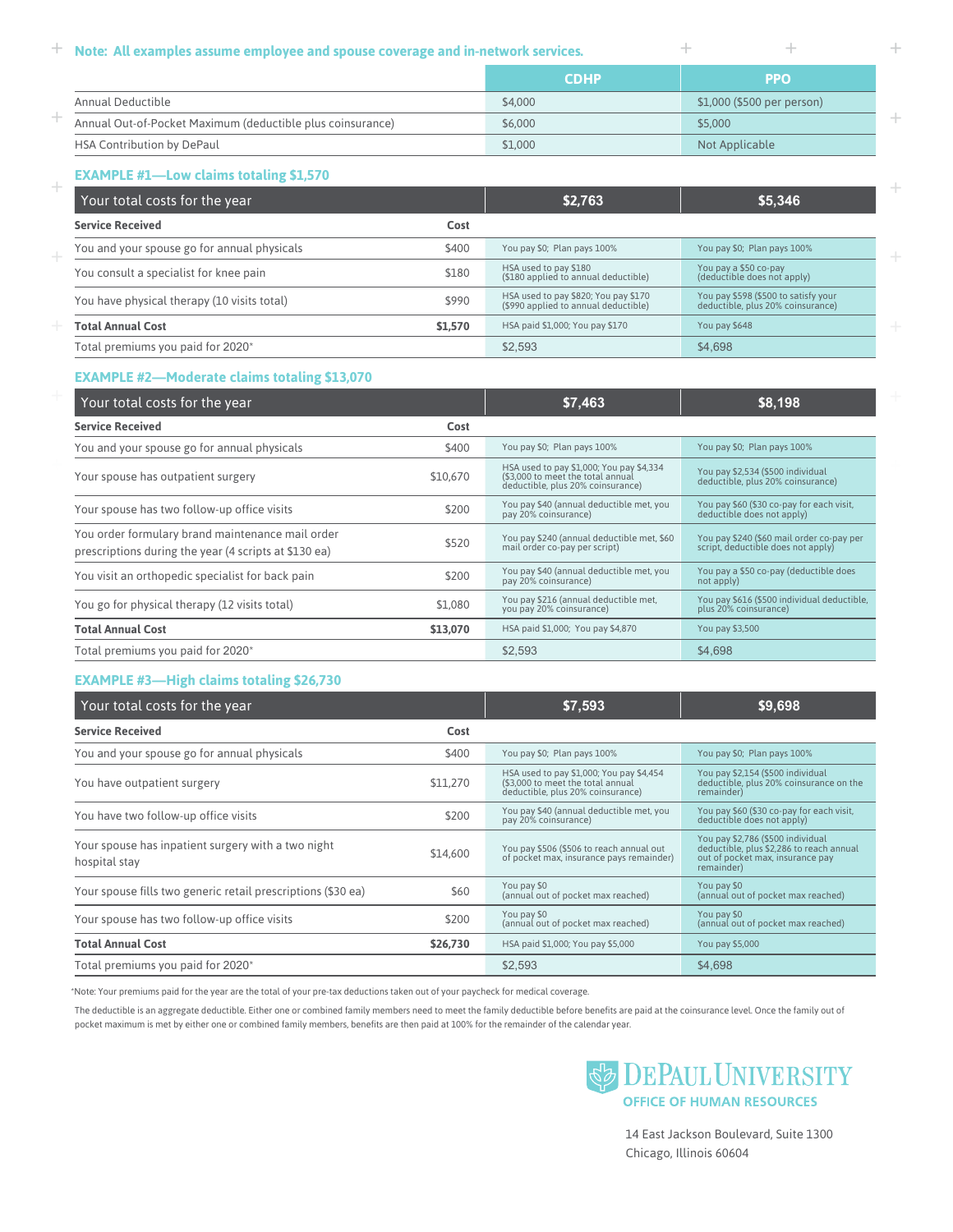**Note: All examples assume employee and spouse coverage and in-network services.**

| | CDHP | PPO |
|---|---|---|
| Annual Deductible | $4,000 | $1,000 ($500 per person) |
| Annual Out-of-Pocket Maximum (deductible plus coinsurance) | $6,000 | $5,000 |
| HSA Contribution by DePaul | $1,000 | Not Applicable |

### EXAMPLE #1—Low claims totaling $1,570

| Your total costs for the year | | $2,763 | $5,346 |
|---|---|---|---|
| **Service Received** | **Cost** | | |
| You and your spouse go for annual physicals | $400 | You pay $0; Plan pays 100% | You pay $0; Plan pays 100% |
| You consult a specialist for knee pain | $180 | HSA used to pay $180 ($180 applied to annual deductible) | You pay a $50 co-pay (deductible does not apply) |
| You have physical therapy (10 visits total) | $990 | HSA used to pay $820; You pay $170 ($990 applied to annual deductible) | You pay $598 ($500 to satisfy your deductible, plus 20% coinsurance) |
| **Total Annual Cost** | **$1,570** | HSA paid $1,000; You pay $170 | You pay $648 |
| Total premiums you paid for 2020* | | $2,593 | $4,698 |

### EXAMPLE #2—Moderate claims totaling $13,070

| Your total costs for the year | | $7,463 | $8,198 |
|---|---|---|---|
| **Service Received** | **Cost** | | |
| You and your spouse go for annual physicals | $400 | You pay $0; Plan pays 100% | You pay $0; Plan pays 100% |
| Your spouse has outpatient surgery | $10,670 | HSA used to pay $1,000; You pay $4,334 ($3,000 to meet the total annual deductible, plus 20% coinsurance) | You pay $2,534 ($500 individual deductible, plus 20% coinsurance) |
| Your spouse has two follow-up office visits | $200 | You pay $40 (annual deductible met, you pay 20% coinsurance) | You pay $60 ($30 co-pay for each visit, deductible does not apply) |
| You order formulary brand maintenance mail order prescriptions during the year (4 scripts at $130 ea) | $520 | You pay $240 (annual deductible met, $60 mail order co-pay per script) | You pay $240 ($60 mail order co-pay per script, deductible does not apply) |
| You visit an orthopedic specialist for back pain | $200 | You pay $40 (annual deductible met, you pay 20% coinsurance) | You pay a $50 co-pay (deductible does not apply) |
| You go for physical therapy (12 visits total) | $1,080 | You pay $216 (annual deductible met, you pay 20% coinsurance) | You pay $616 ($500 individual deductible, plus 20% coinsurance) |
| **Total Annual Cost** | **$13,070** | HSA paid $1,000; You pay $4,870 | You pay $3,500 |
| Total premiums you paid for 2020* | | $2,593 | $4,698 |

### EXAMPLE #3—High claims totaling $26,730

| Your total costs for the year | | $7,593 | $9,698 |
|---|---|---|---|
| **Service Received** | **Cost** | | |
| You and your spouse go for annual physicals | $400 | You pay $0; Plan pays 100% | You pay $0; Plan pays 100% |
| You have outpatient surgery | $11,270 | HSA used to pay $1,000; You pay $4,454 ($3,000 to meet the total annual deductible, plus 20% coinsurance) | You pay $2,154 ($500 individual deductible, plus 20% coinsurance on the remainder) |
| You have two follow-up office visits | $200 | You pay $40 (annual deductible met, you pay 20% coinsurance) | You pay $60 ($30 co-pay for each visit, deductible does not apply) |
| Your spouse has inpatient surgery with a two night hospital stay | $14,600 | You pay $506 ($506 to reach annual out of pocket max, insurance pays remainder) | You pay $2,786 ($500 individual deductible, plus $2,286 to reach annual out of pocket max, insurance pay remainder) |
| Your spouse fills two generic retail prescriptions ($30 ea) | $60 | You pay $0 (annual out of pocket max reached) | You pay $0 (annual out of pocket max reached) |
| Your spouse has two follow-up office visits | $200 | You pay $0 (annual out of pocket max reached) | You pay $0 (annual out of pocket max reached) |
| **Total Annual Cost** | **$26,730** | HSA paid $1,000; You pay $5,000 | You pay $5,000 |
| Total premiums you paid for 2020* | | $2,593 | $4,698 |

*Note: Your premiums paid for the year are the total of your pre-tax deductions taken out of your paycheck for medical coverage.

The deductible is an aggregate deductible. Either one or combined family members need to meet the family deductible before benefits are paid at the coinsurance level. Once the family out of pocket maximum is met by either one or combined family members, benefits are then paid at 100% for the remainder of the calendar year.

**DePaul University**
**Office of Human Resources**

14 East Jackson Boulevard, Suite 1300
Chicago, Illinois 60604